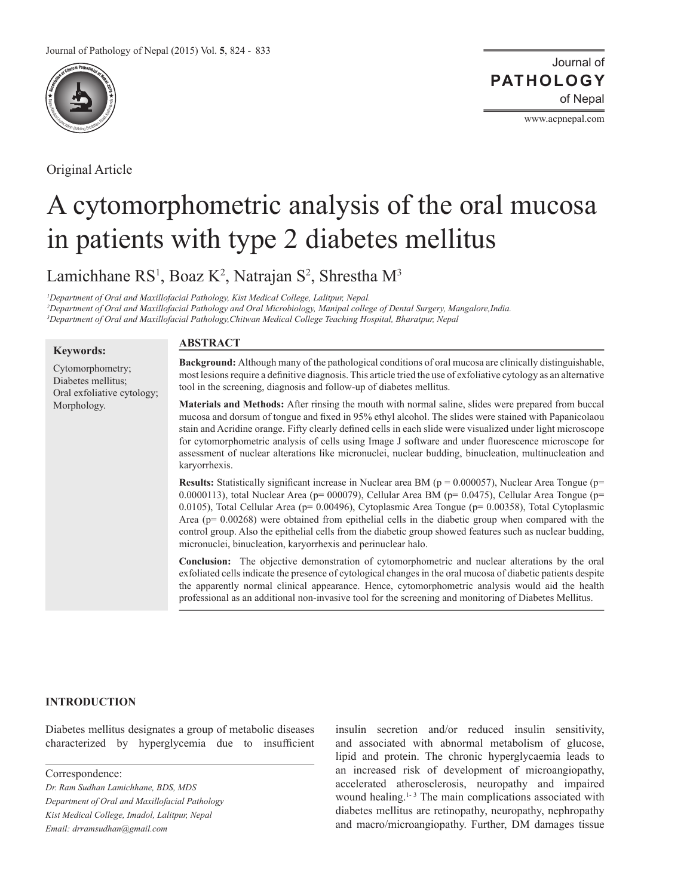Original Article

# A cytomorphometric analysis of the oral mucosa in patients with type 2 diabetes mellitus

Lamichhane RS[1], Boaz K[2], Natrajan S[2], Shrestha M[3]

*[1]Department of Oral and Maxillofacial Pathology, Kist Medical College, Lalitpur, Nepal.*
*[2]Department of Oral and Maxillofacial Pathology and Oral Microbiology, Manipal college of Dental Surgery, Mangalore,India.*
*[3]Department of Oral and Maxillofacial Pathology,Chitwan Medical College Teaching Hospital, Bharatpur, Nepal*

**Keywords:**

Cytomorphometry; Diabetes mellitus; Oral exfoliative cytology; Morphology.

## ABSTRACT

**Background:** Although many of the pathological conditions of oral mucosa are clinically distinguishable, most lesions require a definitive diagnosis. This article tried the use of exfoliative cytology as an alternative tool in the screening, diagnosis and follow-up of diabetes mellitus.

**Materials and Methods:** After rinsing the mouth with normal saline, slides were prepared from buccal mucosa and dorsum of tongue and fixed in 95% ethyl alcohol. The slides were stained with Papanicolaou stain and Acridine orange. Fifty clearly defined cells in each slide were visualized under light microscope for cytomorphometric analysis of cells using Image J software and under fluorescence microscope for assessment of nuclear alterations like micronuclei, nuclear budding, binucleation, multinucleation and karyorrhexis.

**Results:** Statistically significant increase in Nuclear area BM (p = 0.000057), Nuclear Area Tongue (p= 0.0000113), total Nuclear Area (p= 000079), Cellular Area BM (p= 0.0475), Cellular Area Tongue (p= 0.0105), Total Cellular Area (p= 0.00496), Cytoplasmic Area Tongue (p= 0.00358), Total Cytoplasmic Area (p= 0.00268) were obtained from epithelial cells in the diabetic group when compared with the control group. Also the epithelial cells from the diabetic group showed features such as nuclear budding, micronuclei, binucleation, karyorrhexis and perinuclear halo.

**Conclusion:** The objective demonstration of cytomorphometric and nuclear alterations by the oral exfoliated cells indicate the presence of cytological changes in the oral mucosa of diabetic patients despite the apparently normal clinical appearance. Hence, cytomorphometric analysis would aid the health professional as an additional non-invasive tool for the screening and monitoring of Diabetes Mellitus.

## INTRODUCTION

Diabetes mellitus designates a group of metabolic diseases characterized by hyperglycemia due to insufficient insulin secretion and/or reduced insulin sensitivity, and associated with abnormal metabolism of glucose, lipid and protein. The chronic hyperglycaemia leads to an increased risk of development of microangiopathy, accelerated atherosclerosis, neuropathy and impaired wound healing.[1-3] The main complications associated with diabetes mellitus are retinopathy, neuropathy, nephropathy and macro/microangiopathy. Further, DM damages tissue

Correspondence:
*Dr. Ram Sudhan Lamichhane, BDS, MDS*
*Department of Oral and Maxillofacial Pathology*
*Kist Medical College, Imadol, Lalitpur, Nepal*
*Email: drramsudhan@gmail.com*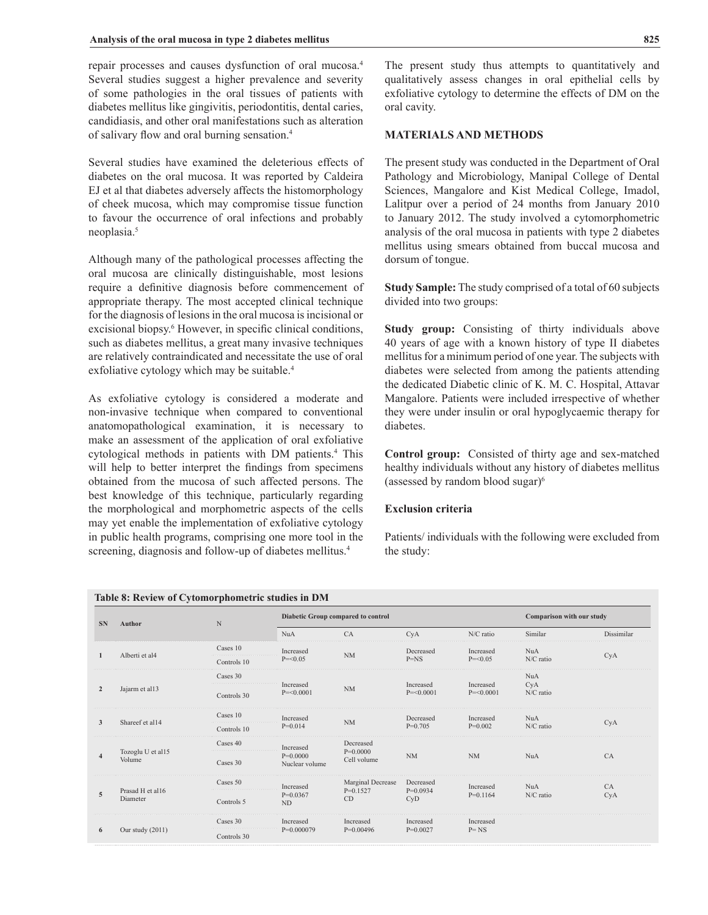repair processes and causes dysfunction of oral mucosa.[4] Several studies suggest a higher prevalence and severity of some pathologies in the oral tissues of patients with diabetes mellitus like gingivitis, periodontitis, dental caries, candidiasis, and other oral manifestations such as alteration of salivary flow and oral burning sensation.[4]

Several studies have examined the deleterious effects of diabetes on the oral mucosa. It was reported by Caldeira EJ et al that diabetes adversely affects the histomorphology of cheek mucosa, which may compromise tissue function to favour the occurrence of oral infections and probably neoplasia.[5]

Although many of the pathological processes affecting the oral mucosa are clinically distinguishable, most lesions require a definitive diagnosis before commencement of appropriate therapy. The most accepted clinical technique for the diagnosis of lesions in the oral mucosa is incisional or excisional biopsy.[6] However, in specific clinical conditions, such as diabetes mellitus, a great many invasive techniques are relatively contraindicated and necessitate the use of oral exfoliative cytology which may be suitable.[4]

As exfoliative cytology is considered a moderate and non-invasive technique when compared to conventional anatomopathological examination, it is necessary to make an assessment of the application of oral exfoliative cytological methods in patients with DM patients.[4] This will help to better interpret the findings from specimens obtained from the mucosa of such affected persons. The best knowledge of this technique, particularly regarding the morphological and morphometric aspects of the cells may yet enable the implementation of exfoliative cytology in public health programs, comprising one more tool in the screening, diagnosis and follow-up of diabetes mellitus.[4]

The present study thus attempts to quantitatively and qualitatively assess changes in oral epithelial cells by exfoliative cytology to determine the effects of DM on the oral cavity.

## MATERIALS AND METHODS

The present study was conducted in the Department of Oral Pathology and Microbiology, Manipal College of Dental Sciences, Mangalore and Kist Medical College, Imadol, Lalitpur over a period of 24 months from January 2010 to January 2012. The study involved a cytomorphometric analysis of the oral mucosa in patients with type 2 diabetes mellitus using smears obtained from buccal mucosa and dorsum of tongue.

**Study Sample:** The study comprised of a total of 60 subjects divided into two groups:

**Study group:** Consisting of thirty individuals above 40 years of age with a known history of type II diabetes mellitus for a minimum period of one year. The subjects with diabetes were selected from among the patients attending the dedicated Diabetic clinic of K. M. C. Hospital, Attavar Mangalore. Patients were included irrespective of whether they were under insulin or oral hypoglycaemic therapy for diabetes.

**Control group:** Consisted of thirty age and sex-matched healthy individuals without any history of diabetes mellitus (assessed by random blood sugar)[6]

### Exclusion criteria

Patients/ individuals with the following were excluded from the study:

**Table 8: Review of Cytomorphometric studies in DM**

| SN | Author | N | Diabetic Group compared to control | | | | Comparison with our study | |
|---|---|---|---|---|---|---|---|---|
| | | | NuA | CA | CyA | N/C ratio | Similar | Dissimilar |
| 1 | Alberti et al4 | Cases 10<br>Controls 10 | Increased P=<0.05 | NM | Decreased P=NS | Increased P=<0.05 | NuA<br>N/C ratio | CyA |
| 2 | Jajarm et al13 | Cases 30<br>Controls 30 | Increased P=<0.0001 | NM | Increased P=<0.0001 | Increased P=<0.0001 | NuA<br>CyA<br>N/C ratio | |
| 3 | Shareef et al14 | Cases 10<br>Controls 10 | Increased P=0.014 | NM | Decreased P=0.705 | Increased P=0.002 | NuA<br>N/C ratio | CyA |
| 4 | Tozoglu U et al15 Volume | Cases 40<br>Cases 30 | Increased P=0.0000 Nuclear volume | Decreased P=0.0000 Cell volume | NM | NM | NuA | CA |
| 5 | Prasad H et al16 Diameter | Cases 50<br>Controls 5 | Increased P=0.0367 ND | Marginal Decrease P=0.1527 CD | Decreased P=0.0934 CyD | Increased P=0.1164 | NuA<br>N/C ratio | CA<br>CyA |
| 6 | Our study (2011) | Cases 30<br>Controls 30 | Increased P=0.000079 | Increased P=0.00496 | Increased P=0.0027 | Increased P= NS | | |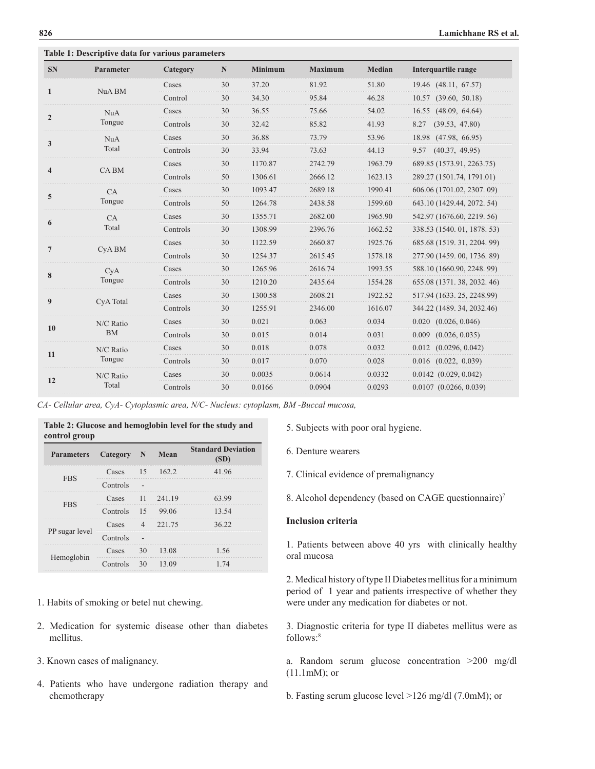**Table 1: Descriptive data for various parameters**

| SN | Parameter | Category | N | Minimum | Maximum | Median | Interquartile range |
|---|---|---|---|---|---|---|---|
| 1 | NuA BM | Cases | 30 | 37.20 | 81.92 | 51.80 | 19.46 (48.11, 67.57) |
| | | Control | 30 | 34.30 | 95.84 | 46.28 | 10.57 (39.60, 50.18) |
| 2 | NuA Tongue | Cases | 30 | 36.55 | 75.66 | 54.02 | 16.55 (48.09, 64.64) |
| | | Controls | 30 | 32.42 | 85.82 | 41.93 | 8.27 (39.53, 47.80) |
| 3 | NuA Total | Cases | 30 | 36.88 | 73.79 | 53.96 | 18.98 (47.98, 66.95) |
| | | Controls | 30 | 33.94 | 73.63 | 44.13 | 9.57 (40.37, 49.95) |
| 4 | CA BM | Cases | 30 | 1170.87 | 2742.79 | 1963.79 | 689.85 (1573.91, 2263.75) |
| | | Controls | 50 | 1306.61 | 2666.12 | 1623.13 | 289.27 (1501.74, 1791.01) |
| 5 | CA Tongue | Cases | 30 | 1093.47 | 2689.18 | 1990.41 | 606.06 (1701.02, 2307. 09) |
| | | Controls | 50 | 1264.78 | 2438.58 | 1599.60 | 643.10 (1429.44, 2072. 54) |
| 6 | CA Total | Cases | 30 | 1355.71 | 2682.00 | 1965.90 | 542.97 (1676.60, 2219. 56) |
| | | Controls | 30 | 1308.99 | 2396.76 | 1662.52 | 338.53 (1540. 01, 1878. 53) |
| 7 | CyA BM | Cases | 30 | 1122.59 | 2660.87 | 1925.76 | 685.68 (1519. 31, 2204. 99) |
| | | Controls | 30 | 1254.37 | 2615.45 | 1578.18 | 277.90 (1459. 00, 1736. 89) |
| 8 | CyA Tongue | Cases | 30 | 1265.96 | 2616.74 | 1993.55 | 588.10 (1660.90, 2248. 99) |
| | | Controls | 30 | 1210.20 | 2435.64 | 1554.28 | 655.08 (1371. 38, 2032. 46) |
| 9 | CyA Total | Cases | 30 | 1300.58 | 2608.21 | 1922.52 | 517.94 (1633. 25, 2248.99) |
| | | Controls | 30 | 1255.91 | 2346.00 | 1616.07 | 344.22 (1489. 34, 2032.46) |
| 10 | N/C Ratio BM | Cases | 30 | 0.021 | 0.063 | 0.034 | 0.020 (0.026, 0.046) |
| | | Controls | 30 | 0.015 | 0.014 | 0.031 | 0.009 (0.026, 0.035) |
| 11 | N/C Ratio Tongue | Cases | 30 | 0.018 | 0.078 | 0.032 | 0.012 (0.0296, 0.042) |
| | | Controls | 30 | 0.017 | 0.070 | 0.028 | 0.016 (0.022, 0.039) |
| 12 | N/C Ratio Total | Cases | 30 | 0.0035 | 0.0614 | 0.0332 | 0.0142 (0.029, 0.042) |
| | | Controls | 30 | 0.0166 | 0.0904 | 0.0293 | 0.0107 (0.0266, 0.039) |

*CA- Cellular area, CyA- Cytoplasmic area, N/C- Nucleus: cytoplasm, BM -Buccal mucosa,*

**Table 2: Glucose and hemoglobin level for the study and control group**

| Parameters | Category | N | Mean | Standard Deviation (SD) |
|---|---|---|---|---|
| FBS | Cases | 15 | 162.2 | 41.96 |
| | Controls | - | | |
| FBS | Cases | 11 | 241.19 | 63.99 |
| | Controls | 15 | 99.06 | 13.54 |
| PP sugar level | Cases | 4 | 221.75 | 36.22 |
| | Controls | - | | |
| Hemoglobin | Cases | 30 | 13.08 | 1.56 |
| | Controls | 30 | 13.09 | 1.74 |

1. Habits of smoking or betel nut chewing.
2. Medication for systemic disease other than diabetes mellitus.
3. Known cases of malignancy.
4. Patients who have undergone radiation therapy and chemotherapy
5. Subjects with poor oral hygiene.
6. Denture wearers
7. Clinical evidence of premalignancy
8. Alcohol dependency (based on CAGE questionnaire)[7]

### Inclusion criteria

1. Patients between above 40 yrs with clinically healthy oral mucosa

2. Medical history of type II Diabetes mellitus for a minimum period of 1 year and patients irrespective of whether they were under any medication for diabetes or not.

3. Diagnostic criteria for type II diabetes mellitus were as follows:[8]

a. Random serum glucose concentration >200 mg/dl (11.1mM); or

b. Fasting serum glucose level >126 mg/dl (7.0mM); or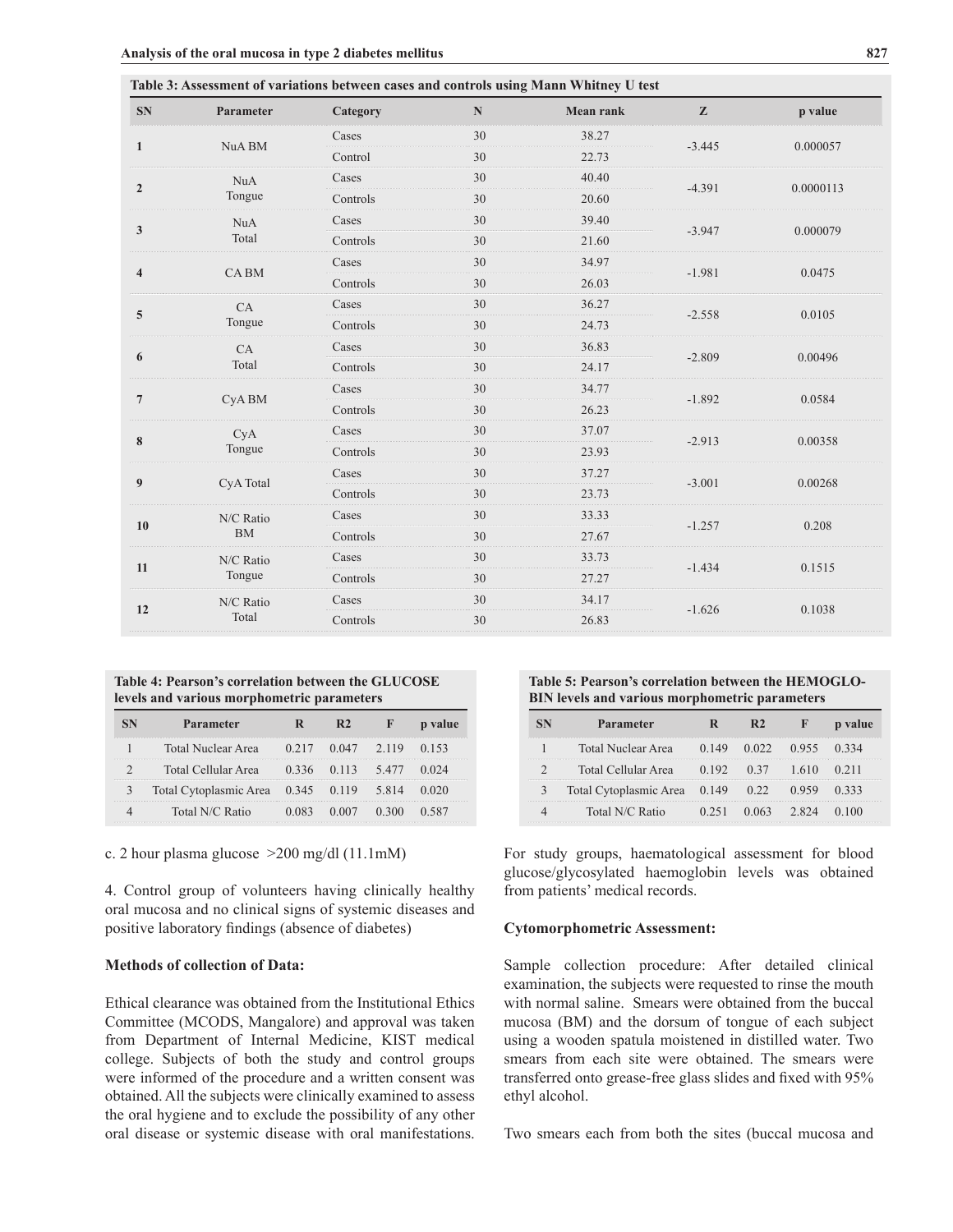**Table 3: Assessment of variations between cases and controls using Mann Whitney U test**

| SN | Parameter | Category | N | Mean rank | Z | p value |
|---|---|---|---|---|---|---|
| 1 | NuA BM | Cases | 30 | 38.27 | -3.445 | 0.000057 |
| | | Control | 30 | 22.73 | | |
| 2 | NuA Tongue | Cases | 30 | 40.40 | -4.391 | 0.0000113 |
| | | Controls | 30 | 20.60 | | |
| 3 | NuA Total | Cases | 30 | 39.40 | -3.947 | 0.000079 |
| | | Controls | 30 | 21.60 | | |
| 4 | CA BM | Cases | 30 | 34.97 | -1.981 | 0.0475 |
| | | Controls | 30 | 26.03 | | |
| 5 | CA Tongue | Cases | 30 | 36.27 | -2.558 | 0.0105 |
| | | Controls | 30 | 24.73 | | |
| 6 | CA Total | Cases | 30 | 36.83 | -2.809 | 0.00496 |
| | | Controls | 30 | 24.17 | | |
| 7 | CyA BM | Cases | 30 | 34.77 | -1.892 | 0.0584 |
| | | Controls | 30 | 26.23 | | |
| 8 | CyA Tongue | Cases | 30 | 37.07 | -2.913 | 0.00358 |
| | | Controls | 30 | 23.93 | | |
| 9 | CyA Total | Cases | 30 | 37.27 | -3.001 | 0.00268 |
| | | Controls | 30 | 23.73 | | |
| 10 | N/C Ratio BM | Cases | 30 | 33.33 | -1.257 | 0.208 |
| | | Controls | 30 | 27.67 | | |
| 11 | N/C Ratio Tongue | Cases | 30 | 33.73 | -1.434 | 0.1515 |
| | | Controls | 30 | 27.27 | | |
| 12 | N/C Ratio Total | Cases | 30 | 34.17 | -1.626 | 0.1038 |
| | | Controls | 30 | 26.83 | | |

**Table 4: Pearson's correlation between the GLUCOSE levels and various morphometric parameters**

| SN | Parameter | R | R2 | F | p value |
|---|---|---|---|---|---|
| 1 | Total Nuclear Area | 0.217 | 0.047 | 2.119 | 0.153 |
| 2 | Total Cellular Area | 0.336 | 0.113 | 5.477 | 0.024 |
| 3 | Total Cytoplasmic Area | 0.345 | 0.119 | 5.814 | 0.020 |
| 4 | Total N/C Ratio | 0.083 | 0.007 | 0.300 | 0.587 |

c. 2 hour plasma glucose >200 mg/dl (11.1mM)

4. Control group of volunteers having clinically healthy oral mucosa and no clinical signs of systemic diseases and positive laboratory findings (absence of diabetes)

**Methods of collection of Data:**

Ethical clearance was obtained from the Institutional Ethics Committee (MCODS, Mangalore) and approval was taken from Department of Internal Medicine, KIST medical college. Subjects of both the study and control groups were informed of the procedure and a written consent was obtained. All the subjects were clinically examined to assess the oral hygiene and to exclude the possibility of any other oral disease or systemic disease with oral manifestations.

**Table 5: Pearson's correlation between the HEMOGLOBIN levels and various morphometric parameters**

| SN | Parameter | R | R2 | F | p value |
|---|---|---|---|---|---|
| 1 | Total Nuclear Area | 0.149 | 0.022 | 0.955 | 0.334 |
| 2 | Total Cellular Area | 0.192 | 0.37 | 1.610 | 0.211 |
| 3 | Total Cytoplasmic Area | 0.149 | 0.22 | 0.959 | 0.333 |
| 4 | Total N/C Ratio | 0.251 | 0.063 | 2.824 | 0.100 |

For study groups, haematological assessment for blood glucose/glycosylated haemoglobin levels was obtained from patients' medical records.

**Cytomorphometric Assessment:**

Sample collection procedure: After detailed clinical examination, the subjects were requested to rinse the mouth with normal saline. Smears were obtained from the buccal mucosa (BM) and the dorsum of tongue of each subject using a wooden spatula moistened in distilled water. Two smears from each site were obtained. The smears were transferred onto grease-free glass slides and fixed with 95% ethyl alcohol.

Two smears each from both the sites (buccal mucosa and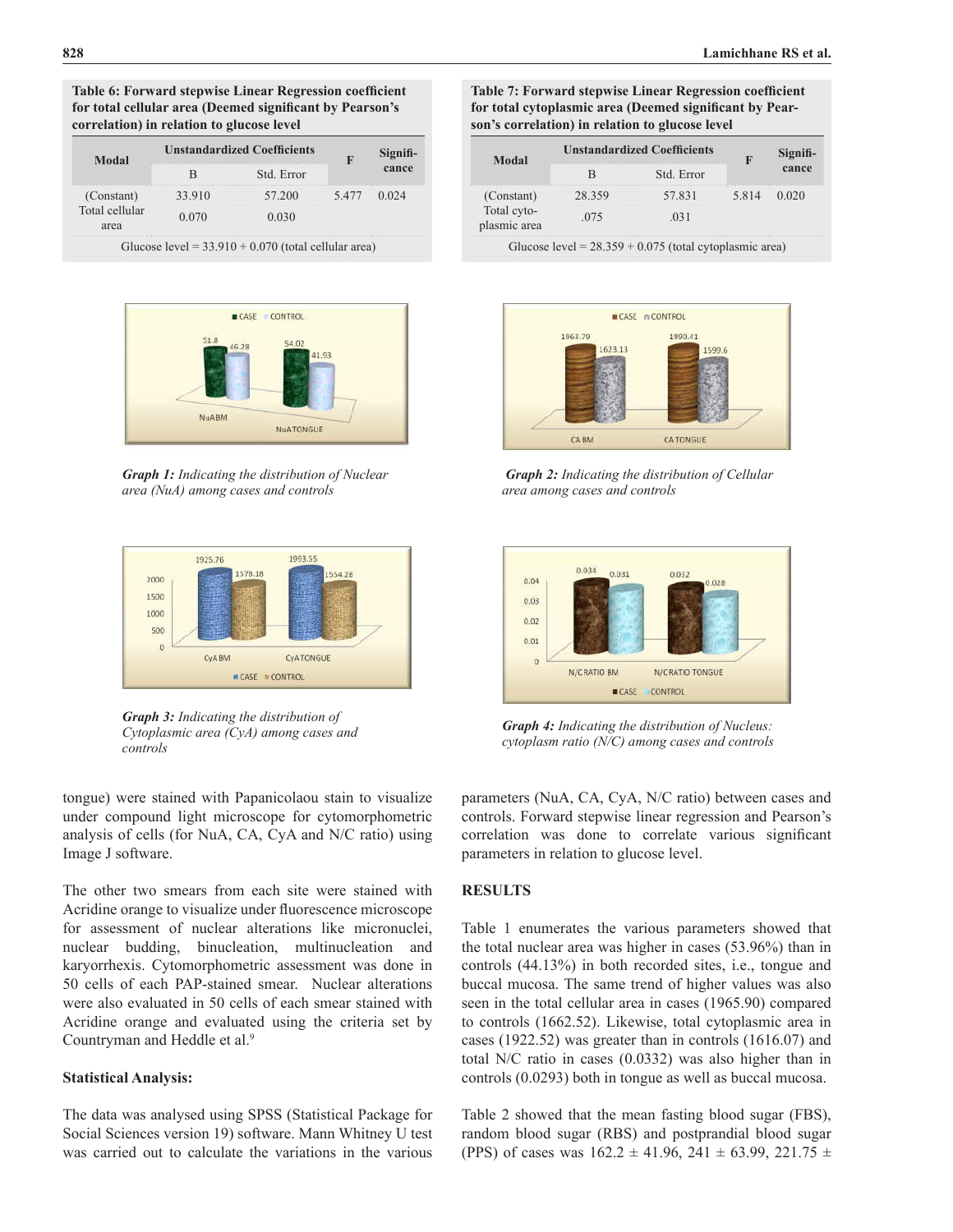**Table 6: Forward stepwise Linear Regression coefficient for total cellular area (Deemed significant by Pearson's correlation) in relation to glucose level**

| Modal | Unstandardized Coefficients | | F | Significance |
|---|---|---|---|---|
| | B | Std. Error | | |
| (Constant) | 33.910 | 57.200 | 5.477 | 0.024 |
| Total cellular area | 0.070 | 0.030 | | |
| Glucose level = 33.910 + 0.070 (total cellular area) | | | | |

**Table 7: Forward stepwise Linear Regression coefficient for total cytoplasmic area (Deemed significant by Pearson's correlation) in relation to glucose level**

| Modal | Unstandardized Coefficients | | F | Significance |
|---|---|---|---|---|
| | B | Std. Error | | |
| (Constant) | 28.359 | 57.831 | 5.814 | 0.020 |
| Total cytoplasmic area | .075 | .031 | | |
| Glucose level = 28.359 + 0.075 (total cytoplasmic area) | | | | |

***Graph 1:*** *Indicating the distribution of Nuclear area (NuA) among cases and controls*

***Graph 2:*** *Indicating the distribution of Cellular area among cases and controls*

***Graph 3:*** *Indicating the distribution of Cytoplasmic area (CyA) among cases and controls*

***Graph 4:*** *Indicating the distribution of Nucleus: cytoplasm ratio (N/C) among cases and controls*

tongue) were stained with Papanicolaou stain to visualize under compound light microscope for cytomorphometric analysis of cells (for NuA, CA, CyA and N/C ratio) using Image J software.

The other two smears from each site were stained with Acridine orange to visualize under fluorescence microscope for assessment of nuclear alterations like micronuclei, nuclear budding, binucleation, multinucleation and karyorrhexis. Cytomorphometric assessment was done in 50 cells of each PAP-stained smear. Nuclear alterations were also evaluated in 50 cells of each smear stained with Acridine orange and evaluated using the criteria set by Countryman and Heddle et al.[9]

### Statistical Analysis:

The data was analysed using SPSS (Statistical Package for Social Sciences version 19) software. Mann Whitney U test was carried out to calculate the variations in the various parameters (NuA, CA, CyA, N/C ratio) between cases and controls. Forward stepwise linear regression and Pearson's correlation was done to correlate various significant parameters in relation to glucose level.

## RESULTS

Table 1 enumerates the various parameters showed that the total nuclear area was higher in cases (53.96%) than in controls (44.13%) in both recorded sites, i.e., tongue and buccal mucosa. The same trend of higher values was also seen in the total cellular area in cases (1965.90) compared to controls (1662.52). Likewise, total cytoplasmic area in cases (1922.52) was greater than in controls (1616.07) and total N/C ratio in cases (0.0332) was also higher than in controls (0.0293) both in tongue as well as buccal mucosa.

Table 2 showed that the mean fasting blood sugar (FBS), random blood sugar (RBS) and postprandial blood sugar (PPS) of cases was 162.2 ± 41.96, 241 ± 63.99, 221.75 ±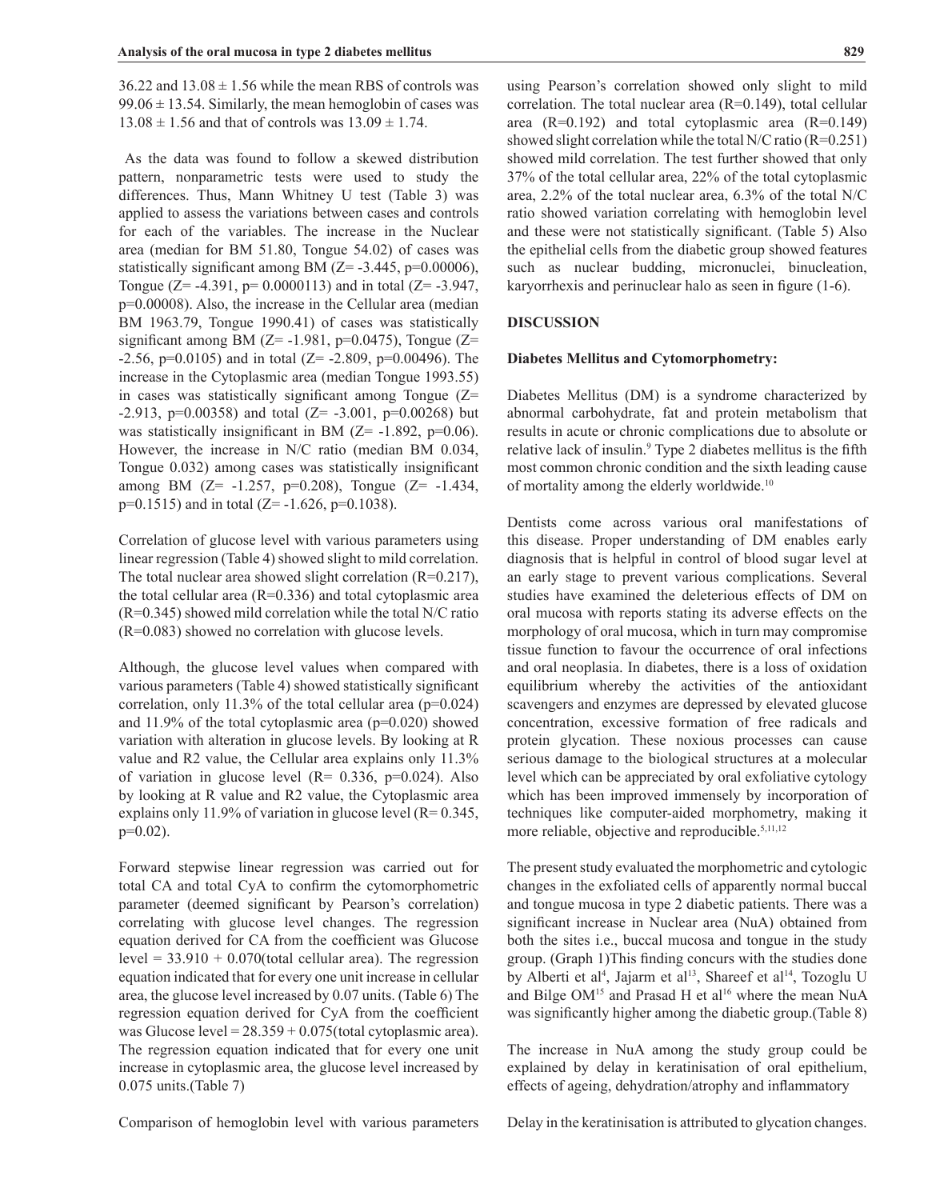36.22 and 13.08 ± 1.56 while the mean RBS of controls was 99.06 ± 13.54. Similarly, the mean hemoglobin of cases was 13.08 ± 1.56 and that of controls was 13.09 ± 1.74.

As the data was found to follow a skewed distribution pattern, nonparametric tests were used to study the differences. Thus, Mann Whitney U test (Table 3) was applied to assess the variations between cases and controls for each of the variables. The increase in the Nuclear area (median for BM 51.80, Tongue 54.02) of cases was statistically significant among BM (Z= -3.445, p=0.00006), Tongue (Z= -4.391, p= 0.0000113) and in total (Z= -3.947, p=0.00008). Also, the increase in the Cellular area (median BM 1963.79, Tongue 1990.41) of cases was statistically significant among BM (Z= -1.981, p=0.0475), Tongue (Z= -2.56, p=0.0105) and in total (Z= -2.809, p=0.00496). The increase in the Cytoplasmic area (median Tongue 1993.55) in cases was statistically significant among Tongue (Z= -2.913, p=0.00358) and total (Z= -3.001, p=0.00268) but was statistically insignificant in BM (Z= -1.892, p=0.06). However, the increase in N/C ratio (median BM 0.034, Tongue 0.032) among cases was statistically insignificant among BM (Z= -1.257, p=0.208), Tongue (Z= -1.434, p=0.1515) and in total (Z= -1.626, p=0.1038).

Correlation of glucose level with various parameters using linear regression (Table 4) showed slight to mild correlation. The total nuclear area showed slight correlation (R=0.217), the total cellular area (R=0.336) and total cytoplasmic area (R=0.345) showed mild correlation while the total N/C ratio (R=0.083) showed no correlation with glucose levels.

Although, the glucose level values when compared with various parameters (Table 4) showed statistically significant correlation, only 11.3% of the total cellular area (p=0.024) and 11.9% of the total cytoplasmic area (p=0.020) showed variation with alteration in glucose levels. By looking at R value and R2 value, the Cellular area explains only 11.3% of variation in glucose level (R= 0.336, p=0.024). Also by looking at R value and R2 value, the Cytoplasmic area explains only 11.9% of variation in glucose level (R= 0.345, p=0.02).

Forward stepwise linear regression was carried out for total CA and total CyA to confirm the cytomorphometric parameter (deemed significant by Pearson's correlation) correlating with glucose level changes. The regression equation derived for CA from the coefficient was Glucose level = 33.910 + 0.070(total cellular area). The regression equation indicated that for every one unit increase in cellular area, the glucose level increased by 0.07 units. (Table 6) The regression equation derived for CyA from the coefficient was Glucose level = 28.359 + 0.075(total cytoplasmic area). The regression equation indicated that for every one unit increase in cytoplasmic area, the glucose level increased by 0.075 units.(Table 7)

Comparison of hemoglobin level with various parameters using Pearson's correlation showed only slight to mild correlation. The total nuclear area (R=0.149), total cellular area (R=0.192) and total cytoplasmic area (R=0.149) showed slight correlation while the total N/C ratio (R=0.251) showed mild correlation. The test further showed that only 37% of the total cellular area, 22% of the total cytoplasmic area, 2.2% of the total nuclear area, 6.3% of the total N/C ratio showed variation correlating with hemoglobin level and these were not statistically significant. (Table 5) Also the epithelial cells from the diabetic group showed features such as nuclear budding, micronuclei, binucleation, karyorrhexis and perinuclear halo as seen in figure (1-6).

## DISCUSSION

### Diabetes Mellitus and Cytomorphometry:

Diabetes Mellitus (DM) is a syndrome characterized by abnormal carbohydrate, fat and protein metabolism that results in acute or chronic complications due to absolute or relative lack of insulin.[9] Type 2 diabetes mellitus is the fifth most common chronic condition and the sixth leading cause of mortality among the elderly worldwide.[10]

Dentists come across various oral manifestations of this disease. Proper understanding of DM enables early diagnosis that is helpful in control of blood sugar level at an early stage to prevent various complications. Several studies have examined the deleterious effects of DM on oral mucosa with reports stating its adverse effects on the morphology of oral mucosa, which in turn may compromise tissue function to favour the occurrence of oral infections and oral neoplasia. In diabetes, there is a loss of oxidation equilibrium whereby the activities of the antioxidant scavengers and enzymes are depressed by elevated glucose concentration, excessive formation of free radicals and protein glycation. These noxious processes can cause serious damage to the biological structures at a molecular level which can be appreciated by oral exfoliative cytology which has been improved immensely by incorporation of techniques like computer-aided morphometry, making it more reliable, objective and reproducible.[5,11,12]

The present study evaluated the morphometric and cytologic changes in the exfoliated cells of apparently normal buccal and tongue mucosa in type 2 diabetic patients. There was a significant increase in Nuclear area (NuA) obtained from both the sites i.e., buccal mucosa and tongue in the study group. (Graph 1)This finding concurs with the studies done by Alberti et al[4], Jajarm et al[13], Shareef et al[14], Tozoglu U and Bilge OM[15] and Prasad H et al[16] where the mean NuA was significantly higher among the diabetic group.(Table 8)

The increase in NuA among the study group could be explained by delay in keratinisation of oral epithelium, effects of ageing, dehydration/atrophy and inflammatory

Delay in the keratinisation is attributed to glycation changes.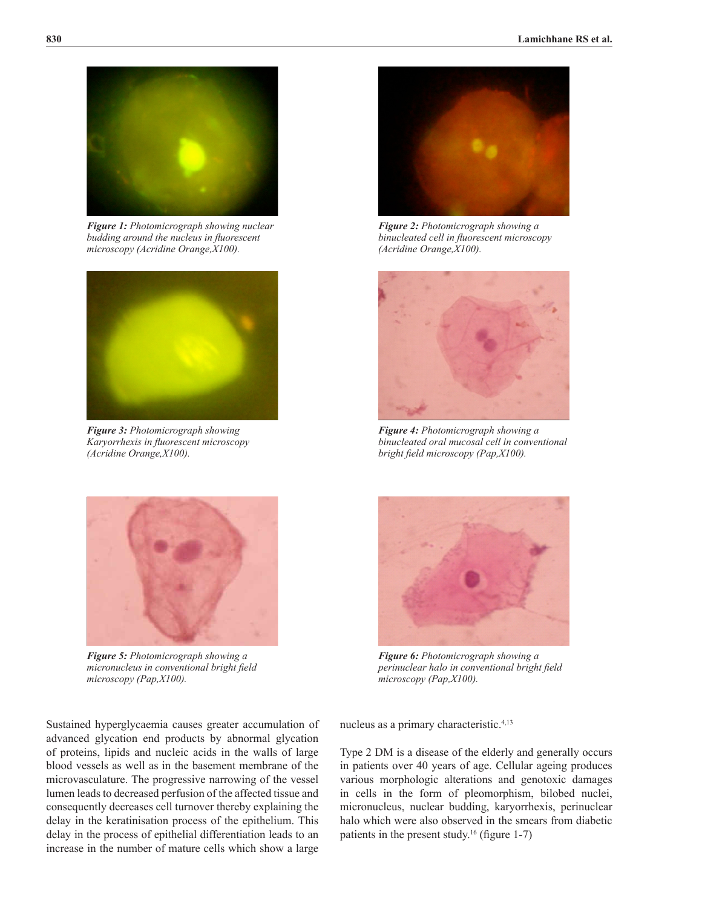*Figure 1: Photomicrograph showing nuclear budding around the nucleus in fluorescent microscopy (Acridine Orange,X100).*

*Figure 2: Photomicrograph showing a binucleated cell in fluorescent microscopy (Acridine Orange,X100).*

*Figure 3: Photomicrograph showing Karyorrhexis in fluorescent microscopy (Acridine Orange,X100).*

*Figure 4: Photomicrograph showing a binucleated oral mucosal cell in conventional bright field microscopy (Pap,X100).*

*Figure 5: Photomicrograph showing a micronucleus in conventional bright field microscopy (Pap,X100).*

*Figure 6: Photomicrograph showing a perinuclear halo in conventional bright field microscopy (Pap,X100).*

Sustained hyperglycaemia causes greater accumulation of advanced glycation end products by abnormal glycation of proteins, lipids and nucleic acids in the walls of large blood vessels as well as in the basement membrane of the microvasculature. The progressive narrowing of the vessel lumen leads to decreased perfusion of the affected tissue and consequently decreases cell turnover thereby explaining the delay in the keratinisation process of the epithelium. This delay in the process of epithelial differentiation leads to an increase in the number of mature cells which show a large nucleus as a primary characteristic.[4,13]

Type 2 DM is a disease of the elderly and generally occurs in patients over 40 years of age. Cellular ageing produces various morphologic alterations and genotoxic damages in cells in the form of pleomorphism, bilobed nuclei, micronucleus, nuclear budding, karyorrhexis, perinuclear halo which were also observed in the smears from diabetic patients in the present study.[16] (figure 1-7)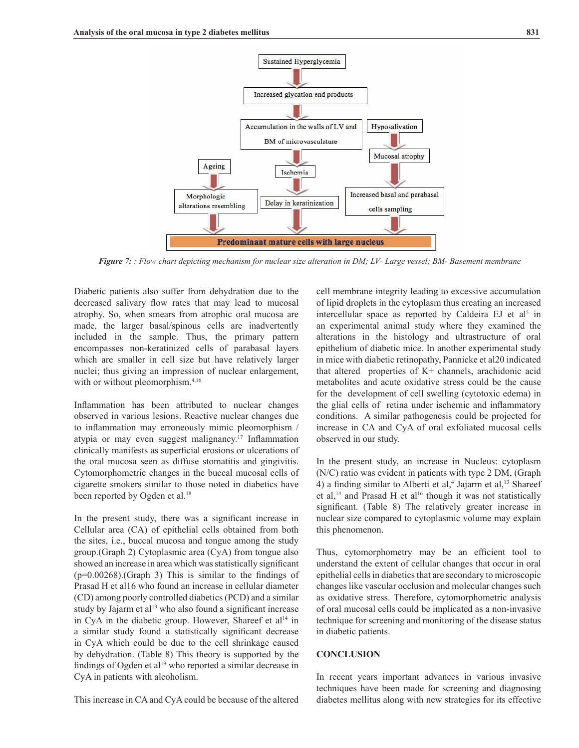***Figure 7:*** *: Flow chart depicting mechanism for nuclear size alteration in DM; LV- Large vessel; BM- Basement membrane*

Diabetic patients also suffer from dehydration due to the decreased salivary flow rates that may lead to mucosal atrophy. So, when smears from atrophic oral mucosa are made, the larger basal/spinous cells are inadvertently included in the sample. Thus, the primary pattern encompasses non-keratinized cells of parabasal layers which are smaller in cell size but have relatively larger nuclei; thus giving an impression of nuclear enlargement, with or without pleomorphism.[4,16]

Inflammation has been attributed to nuclear changes observed in various lesions. Reactive nuclear changes due to inflammation may erroneously mimic pleomorphism / atypia or may even suggest malignancy.[17] Inflammation clinically manifests as superficial erosions or ulcerations of the oral mucosa seen as diffuse stomatitis and gingivitis. Cytomorphometric changes in the buccal mucosal cells of cigarette smokers similar to those noted in diabetics have been reported by Ogden et al.[18]

In the present study, there was a significant increase in Cellular area (CA) of epithelial cells obtained from both the sites, i.e., buccal mucosa and tongue among the study group.(Graph 2) Cytoplasmic area (CyA) from tongue also showed an increase in area which was statistically significant ($p=0.00268$).(Graph 3) This is similar to the findings of Prasad H et al16 who found an increase in cellular diameter (CD) among poorly controlled diabetics (PCD) and a similar study by Jajarm et al[13] who also found a significant increase in CyA in the diabetic group. However, Shareef et al[14] in a similar study found a statistically significant decrease in CyA which could be due to the cell shrinkage caused by dehydration. (Table 8) This theory is supported by the findings of Ogden et al[19] who reported a similar decrease in CyA in patients with alcoholism.

This increase in CA and CyA could be because of the altered cell membrane integrity leading to excessive accumulation of lipid droplets in the cytoplasm thus creating an increased intercellular space as reported by Caldeira EJ et al[5] in an experimental animal study where they examined the alterations in the histology and ultrastructure of oral epithelium of diabetic mice. In another experimental study in mice with diabetic retinopathy, Pannicke et al20 indicated that altered properties of K+ channels, arachidonic acid metabolites and acute oxidative stress could be the cause for the development of cell swelling (cytotoxic edema) in the glial cells of retina under ischemic and inflammatory conditions. A similar pathogenesis could be projected for increase in CA and CyA of oral exfoliated mucosal cells observed in our study.

In the present study, an increase in Nucleus: cytoplasm (N/C) ratio was evident in patients with type 2 DM, (Graph 4) a finding similar to Alberti et al,[4] Jajarm et al,[13] Shareef et al,[14] and Prasad H et al[16] though it was not statistically significant. (Table 8) The relatively greater increase in nuclear size compared to cytoplasmic volume may explain this phenomenon.

Thus, cytomorphometry may be an efficient tool to understand the extent of cellular changes that occur in oral epithelial cells in diabetics that are secondary to microscopic changes like vascular occlusion and molecular changes such as oxidative stress. Therefore, cytomorphometric analysis of oral mucosal cells could be implicated as a non-invasive technique for screening and monitoring of the disease status in diabetic patients.

## CONCLUSION

In recent years important advances in various invasive techniques have been made for screening and diagnosing diabetes mellitus along with new strategies for its effective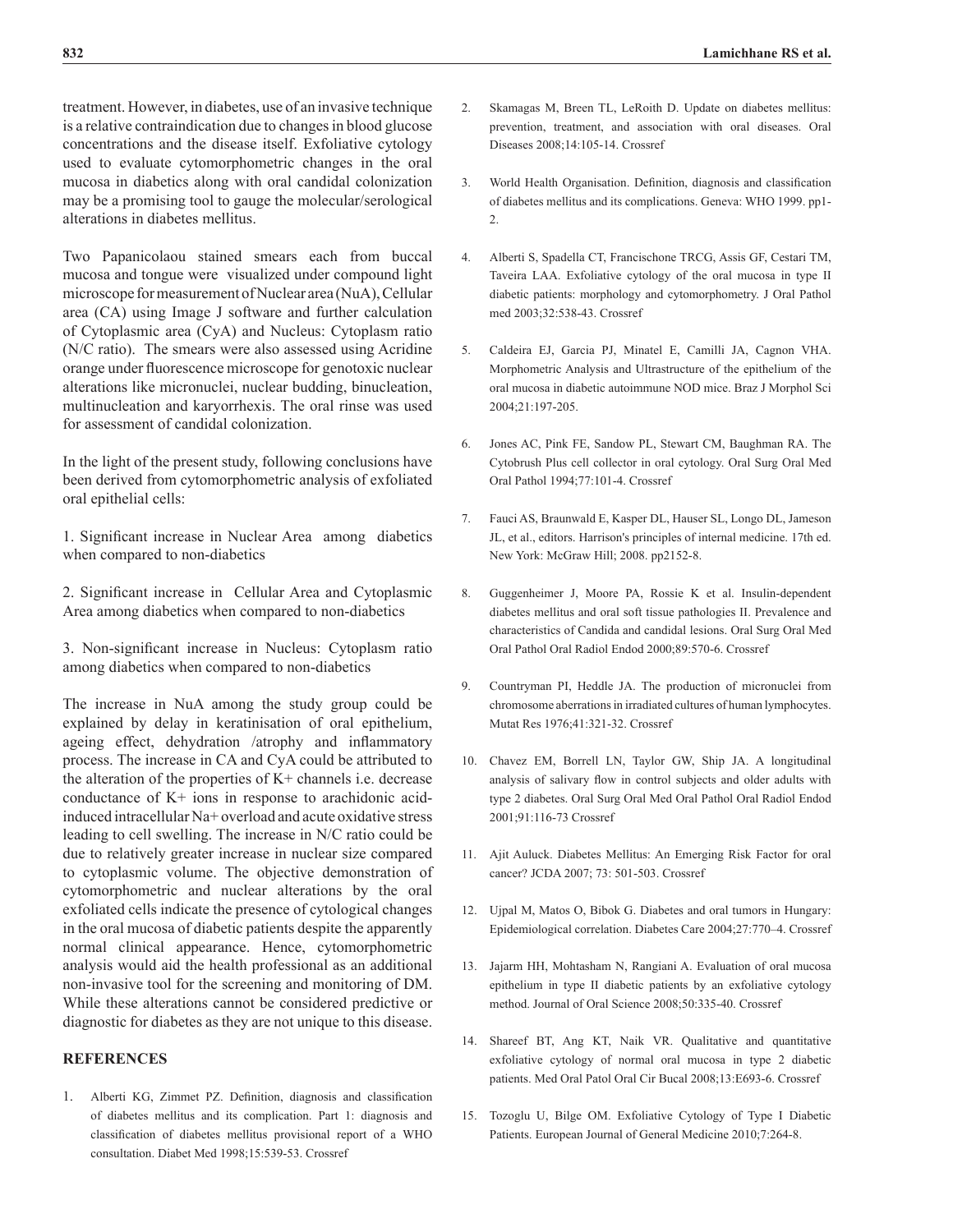treatment. However, in diabetes, use of an invasive technique is a relative contraindication due to changes in blood glucose concentrations and the disease itself. Exfoliative cytology used to evaluate cytomorphometric changes in the oral mucosa in diabetics along with oral candidal colonization may be a promising tool to gauge the molecular/serological alterations in diabetes mellitus.

Two Papanicolaou stained smears each from buccal mucosa and tongue were visualized under compound light microscope for measurement of Nuclear area (NuA), Cellular area (CA) using Image J software and further calculation of Cytoplasmic area (CyA) and Nucleus: Cytoplasm ratio (N/C ratio). The smears were also assessed using Acridine orange under fluorescence microscope for genotoxic nuclear alterations like micronuclei, nuclear budding, binucleation, multinucleation and karyorrhexis. The oral rinse was used for assessment of candidal colonization.

In the light of the present study, following conclusions have been derived from cytomorphometric analysis of exfoliated oral epithelial cells:

1. Significant increase in Nuclear Area among diabetics when compared to non-diabetics

2. Significant increase in Cellular Area and Cytoplasmic Area among diabetics when compared to non-diabetics

3. Non-significant increase in Nucleus: Cytoplasm ratio among diabetics when compared to non-diabetics

The increase in NuA among the study group could be explained by delay in keratinisation of oral epithelium, ageing effect, dehydration /atrophy and inflammatory process. The increase in CA and CyA could be attributed to the alteration of the properties of $K^+$ channels i.e. decrease conductance of $K^+$ ions in response to arachidonic acid-induced intracellular $Na^+$ overload and acute oxidative stress leading to cell swelling. The increase in N/C ratio could be due to relatively greater increase in nuclear size compared to cytoplasmic volume. The objective demonstration of cytomorphometric and nuclear alterations by the oral exfoliated cells indicate the presence of cytological changes in the oral mucosa of diabetic patients despite the apparently normal clinical appearance. Hence, cytomorphometric analysis would aid the health professional as an additional non-invasive tool for the screening and monitoring of DM. While these alterations cannot be considered predictive or diagnostic for diabetes as they are not unique to this disease.

## REFERENCES

1. Alberti KG, Zimmet PZ. Definition, diagnosis and classification of diabetes mellitus and its complication. Part 1: diagnosis and classification of diabetes mellitus provisional report of a WHO consultation. Diabet Med 1998;15:539-53. Crossref
2. Skamagas M, Breen TL, LeRoith D. Update on diabetes mellitus: prevention, treatment, and association with oral diseases. Oral Diseases 2008;14:105-14. Crossref
3. World Health Organisation. Definition, diagnosis and classification of diabetes mellitus and its complications. Geneva: WHO 1999. pp1-2.
4. Alberti S, Spadella CT, Francischone TRCG, Assis GF, Cestari TM, Taveira LAA. Exfoliative cytology of the oral mucosa in type II diabetic patients: morphology and cytomorphometry. J Oral Pathol med 2003;32:538-43. Crossref
5. Caldeira EJ, Garcia PJ, Minatel E, Camilli JA, Cagnon VHA. Morphometric Analysis and Ultrastructure of the epithelium of the oral mucosa in diabetic autoimmune NOD mice. Braz J Morphol Sci 2004;21:197-205.
6. Jones AC, Pink FE, Sandow PL, Stewart CM, Baughman RA. The Cytobrush Plus cell collector in oral cytology. Oral Surg Oral Med Oral Pathol 1994;77:101-4. Crossref
7. Fauci AS, Braunwald E, Kasper DL, Hauser SL, Longo DL, Jameson JL, et al., editors. Harrison's principles of internal medicine. 17th ed. New York: McGraw Hill; 2008. pp2152-8.
8. Guggenheimer J, Moore PA, Rossie K et al. Insulin-dependent diabetes mellitus and oral soft tissue pathologies II. Prevalence and characteristics of Candida and candidal lesions. Oral Surg Oral Med Oral Pathol Oral Radiol Endod 2000;89:570-6. Crossref
9. Countryman PI, Heddle JA. The production of micronuclei from chromosome aberrations in irradiated cultures of human lymphocytes. Mutat Res 1976;41:321-32. Crossref
10. Chavez EM, Borrell LN, Taylor GW, Ship JA. A longitudinal analysis of salivary flow in control subjects and older adults with type 2 diabetes. Oral Surg Oral Med Oral Pathol Oral Radiol Endod 2001;91:116-73 Crossref
11. Ajit Auluck. Diabetes Mellitus: An Emerging Risk Factor for oral cancer? JCDA 2007; 73: 501-503. Crossref
12. Ujpal M, Matos O, Bibok G. Diabetes and oral tumors in Hungary: Epidemiological correlation. Diabetes Care 2004;27:770–4. Crossref
13. Jajarm HH, Mohtasham N, Rangiani A. Evaluation of oral mucosa epithelium in type II diabetic patients by an exfoliative cytology method. Journal of Oral Science 2008;50:335-40. Crossref
14. Shareef BT, Ang KT, Naik VR. Qualitative and quantitative exfoliative cytology of normal oral mucosa in type 2 diabetic patients. Med Oral Patol Oral Cir Bucal 2008;13:E693-6. Crossref
15. Tozoglu U, Bilge OM. Exfoliative Cytology of Type I Diabetic Patients. European Journal of General Medicine 2010;7:264-8.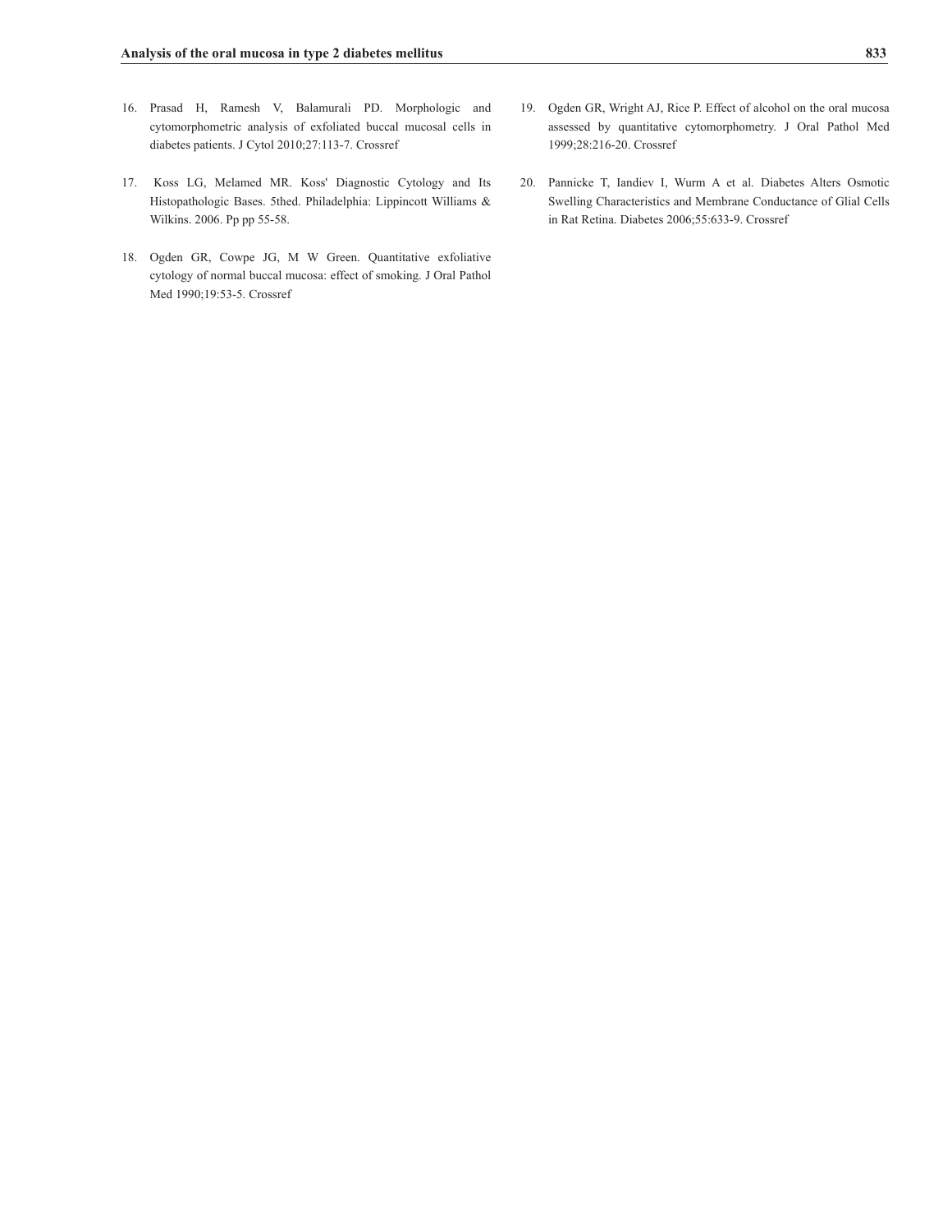16. Prasad H, Ramesh V, Balamurali PD. Morphologic and cytomorphometric analysis of exfoliated buccal mucosal cells in diabetes patients. J Cytol 2010;27:113-7. Crossref

17. Koss LG, Melamed MR. Koss' Diagnostic Cytology and Its Histopathologic Bases. 5thed. Philadelphia: Lippincott Williams & Wilkins. 2006. Pp pp 55-58.

18. Ogden GR, Cowpe JG, M W Green. Quantitative exfoliative cytology of normal buccal mucosa: effect of smoking. J Oral Pathol Med 1990;19:53-5. Crossref

19. Ogden GR, Wright AJ, Rice P. Effect of alcohol on the oral mucosa assessed by quantitative cytomorphometry. J Oral Pathol Med 1999;28:216-20. Crossref

20. Pannicke T, Iandiev I, Wurm A et al. Diabetes Alters Osmotic Swelling Characteristics and Membrane Conductance of Glial Cells in Rat Retina. Diabetes 2006;55:633-9. Crossref